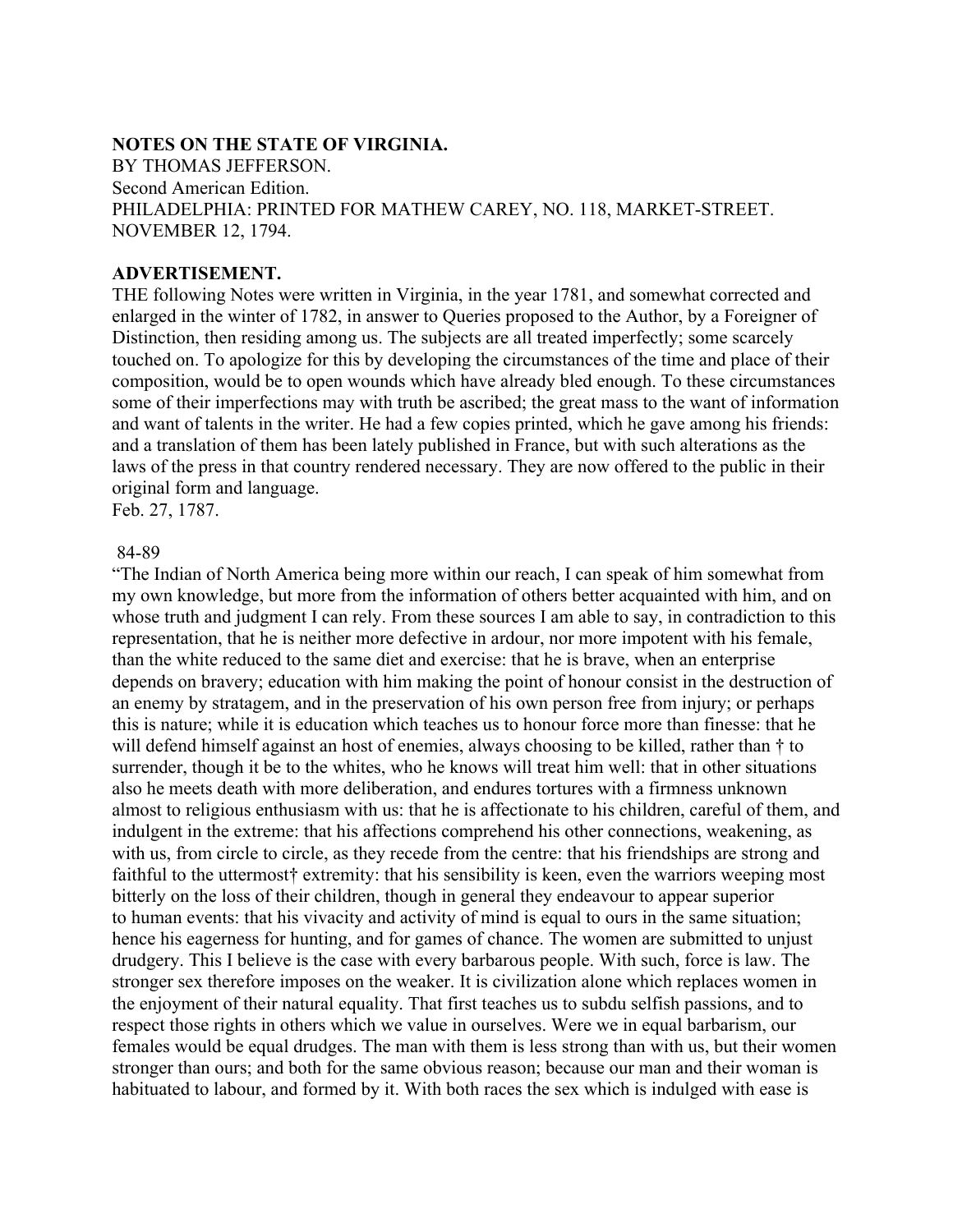**NOTES ON THE STATE OF VIRGINIA.**
BY THOMAS JEFFERSON.
Second American Edition.
PHILADELPHIA: PRINTED FOR MATHEW CAREY, NO. 118, MARKET-STREET.
NOVEMBER 12, 1794.

**ADVERTISEMENT.**
THE following Notes were written in Virginia, in the year 1781, and somewhat corrected and enlarged in the winter of 1782, in answer to Queries proposed to the Author, by a Foreigner of Distinction, then residing among us. The subjects are all treated imperfectly; some scarcely touched on. To apologize for this by developing the circumstances of the time and place of their composition, would be to open wounds which have already bled enough. To these circumstances some of their imperfections may with truth be ascribed; the great mass to the want of information and want of talents in the writer. He had a few copies printed, which he gave among his friends: and a translation of them has been lately published in France, but with such alterations as the laws of the press in that country rendered necessary. They are now offered to the public in their original form and language.
Feb. 27, 1787.

84-89
"The Indian of North America being more within our reach, I can speak of him somewhat from my own knowledge, but more from the information of others better acquainted with him, and on whose truth and judgment I can rely. From these sources I am able to say, in contradiction to this representation, that he is neither more defective in ardour, nor more impotent with his female, than the white reduced to the same diet and exercise: that he is brave, when an enterprise depends on bravery; education with him making the point of honour consist in the destruction of an enemy by stratagem, and in the preservation of his own person free from injury; or perhaps this is nature; while it is education which teaches us to honour force more than finesse: that he will defend himself against an host of enemies, always choosing to be killed, rather than † to surrender, though it be to the whites, who he knows will treat him well: that in other situations also he meets death with more deliberation, and endures tortures with a firmness unknown almost to religious enthusiasm with us: that he is affectionate to his children, careful of them, and indulgent in the extreme: that his affections comprehend his other connections, weakening, as with us, from circle to circle, as they recede from the centre: that his friendships are strong and faithful to the uttermost† extremity: that his sensibility is keen, even the warriors weeping most bitterly on the loss of their children, though in general they endeavour to appear superior to human events: that his vivacity and activity of mind is equal to ours in the same situation; hence his eagerness for hunting, and for games of chance. The women are submitted to unjust drudgery. This I believe is the case with every barbarous people. With such, force is law. The stronger sex therefore imposes on the weaker. It is civilization alone which replaces women in the enjoyment of their natural equality. That first teaches us to subdu selfish passions, and to respect those rights in others which we value in ourselves. Were we in equal barbarism, our females would be equal drudges. The man with them is less strong than with us, but their women stronger than ours; and both for the same obvious reason; because our man and their woman is habituated to labour, and formed by it. With both races the sex which is indulged with ease is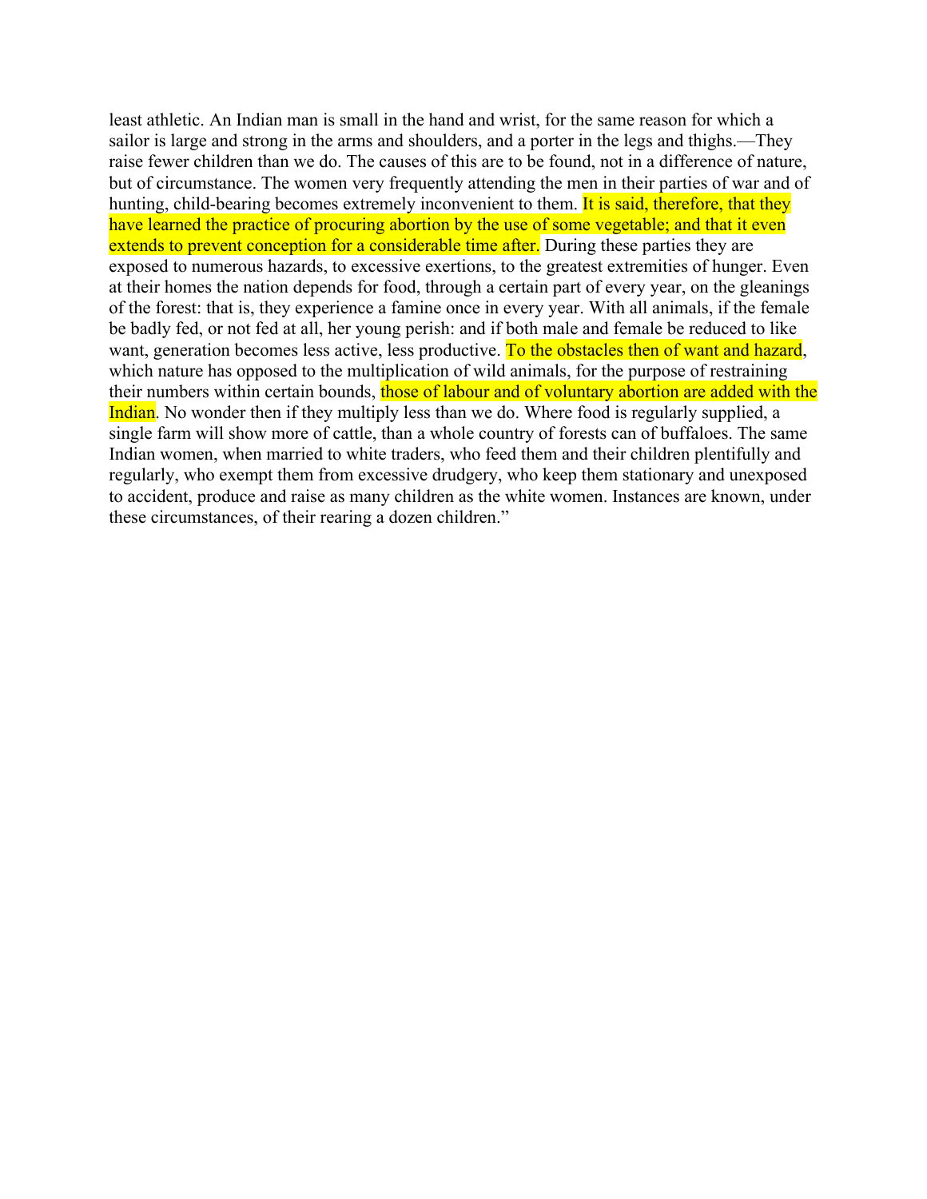least athletic. An Indian man is small in the hand and wrist, for the same reason for which a sailor is large and strong in the arms and shoulders, and a porter in the legs and thighs.—They raise fewer children than we do. The causes of this are to be found, not in a difference of nature, but of circumstance. The women very frequently attending the men in their parties of war and of hunting, child-bearing becomes extremely inconvenient to them. It is said, therefore, that they have learned the practice of procuring abortion by the use of some vegetable; and that it even extends to prevent conception for a considerable time after. During these parties they are exposed to numerous hazards, to excessive exertions, to the greatest extremities of hunger. Even at their homes the nation depends for food, through a certain part of every year, on the gleanings of the forest: that is, they experience a famine once in every year. With all animals, if the female be badly fed, or not fed at all, her young perish: and if both male and female be reduced to like want, generation becomes less active, less productive. To the obstacles then of want and hazard, which nature has opposed to the multiplication of wild animals, for the purpose of restraining their numbers within certain bounds, those of labour and of voluntary abortion are added with the Indian. No wonder then if they multiply less than we do. Where food is regularly supplied, a single farm will show more of cattle, than a whole country of forests can of buffaloes. The same Indian women, when married to white traders, who feed them and their children plentifully and regularly, who exempt them from excessive drudgery, who keep them stationary and unexposed to accident, produce and raise as many children as the white women. Instances are known, under these circumstances, of their rearing a dozen children."